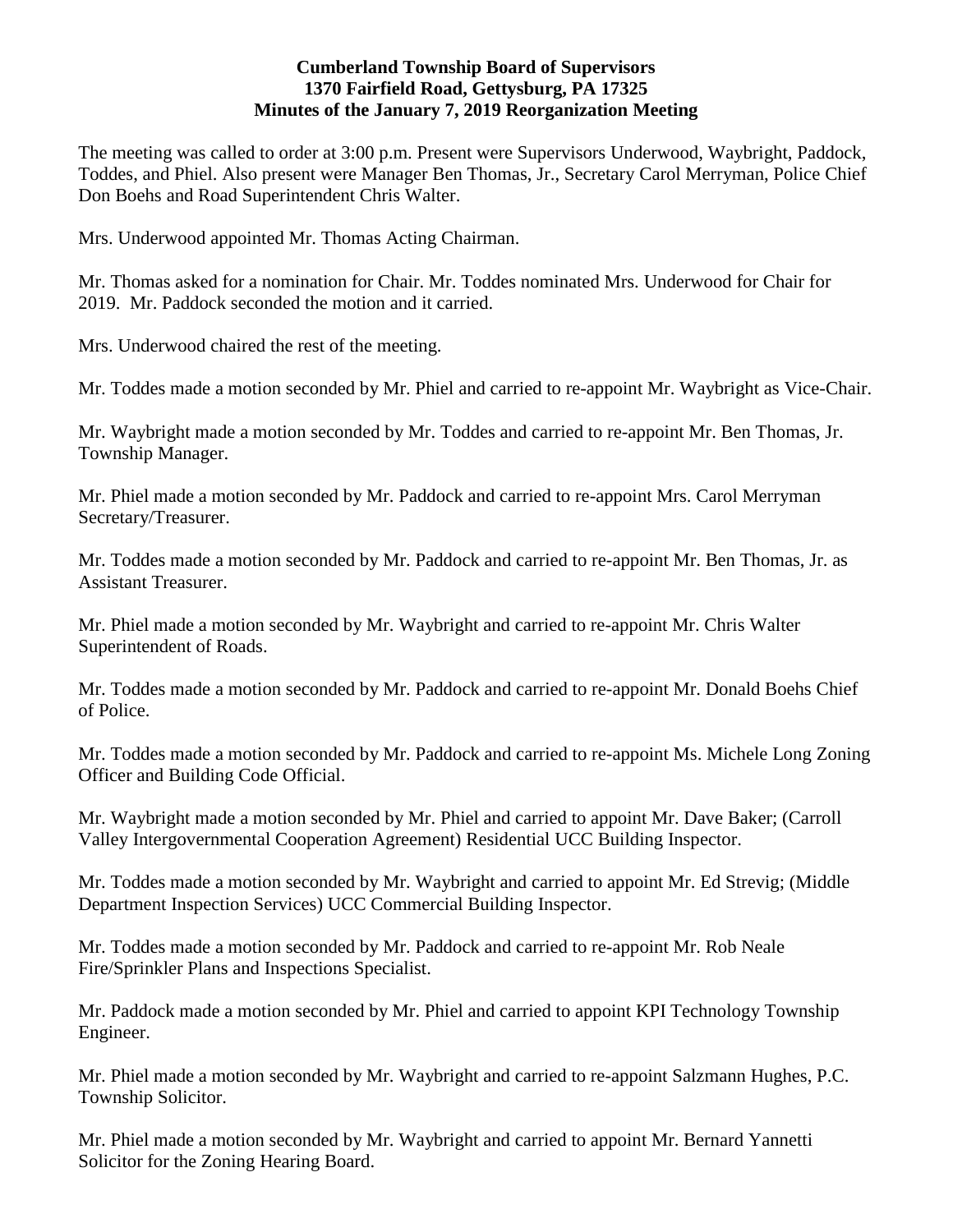**Cumberland Township Board of Supervisors**
**1370 Fairfield Road, Gettysburg, PA 17325**
**Minutes of the January 7, 2019 Reorganization Meeting**

The meeting was called to order at 3:00 p.m. Present were Supervisors Underwood, Waybright, Paddock, Toddes, and Phiel. Also present were Manager Ben Thomas, Jr., Secretary Carol Merryman, Police Chief Don Boehs and Road Superintendent Chris Walter.

Mrs. Underwood appointed Mr. Thomas Acting Chairman.

Mr. Thomas asked for a nomination for Chair. Mr. Toddes nominated Mrs. Underwood for Chair for 2019. Mr. Paddock seconded the motion and it carried.

Mrs. Underwood chaired the rest of the meeting.

Mr. Toddes made a motion seconded by Mr. Phiel and carried to re-appoint Mr. Waybright as Vice-Chair.

Mr. Waybright made a motion seconded by Mr. Toddes and carried to re-appoint Mr. Ben Thomas, Jr. Township Manager.

Mr. Phiel made a motion seconded by Mr. Paddock and carried to re-appoint Mrs. Carol Merryman Secretary/Treasurer.

Mr. Toddes made a motion seconded by Mr. Paddock and carried to re-appoint Mr. Ben Thomas, Jr. as Assistant Treasurer.

Mr. Phiel made a motion seconded by Mr. Waybright and carried to re-appoint Mr. Chris Walter Superintendent of Roads.

Mr. Toddes made a motion seconded by Mr. Paddock and carried to re-appoint Mr. Donald Boehs Chief of Police.

Mr. Toddes made a motion seconded by Mr. Paddock and carried to re-appoint Ms. Michele Long Zoning Officer and Building Code Official.

Mr. Waybright made a motion seconded by Mr. Phiel and carried to appoint Mr. Dave Baker; (Carroll Valley Intergovernmental Cooperation Agreement) Residential UCC Building Inspector.

Mr. Toddes made a motion seconded by Mr. Waybright and carried to appoint Mr. Ed Strevig; (Middle Department Inspection Services) UCC Commercial Building Inspector.

Mr. Toddes made a motion seconded by Mr. Paddock and carried to re-appoint Mr. Rob Neale Fire/Sprinkler Plans and Inspections Specialist.

Mr. Paddock made a motion seconded by Mr. Phiel and carried to appoint KPI Technology Township Engineer.

Mr. Phiel made a motion seconded by Mr. Waybright and carried to re-appoint Salzmann Hughes, P.C. Township Solicitor.

Mr. Phiel made a motion seconded by Mr. Waybright and carried to appoint Mr. Bernard Yannetti Solicitor for the Zoning Hearing Board.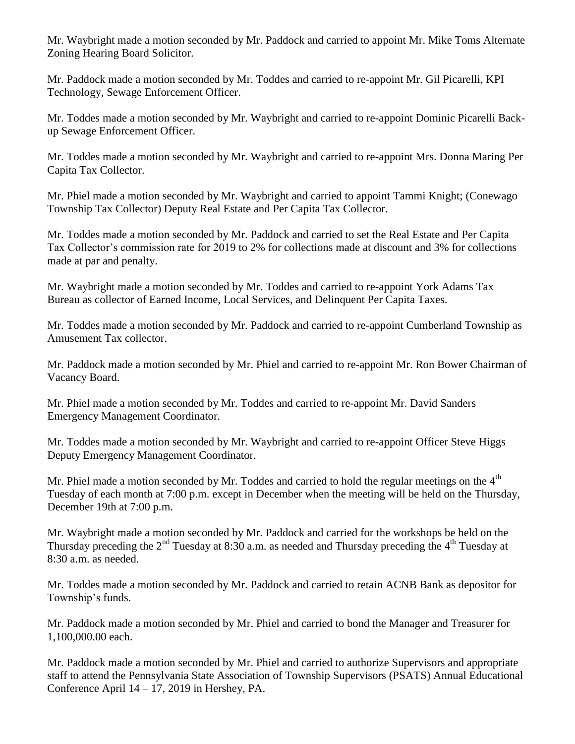Mr. Waybright made a motion seconded by Mr. Paddock and carried to appoint Mr. Mike Toms Alternate Zoning Hearing Board Solicitor.

Mr. Paddock made a motion seconded by Mr. Toddes and carried to re-appoint Mr. Gil Picarelli, KPI Technology, Sewage Enforcement Officer.

Mr. Toddes made a motion seconded by Mr. Waybright and carried to re-appoint Dominic Picarelli Back-up Sewage Enforcement Officer.

Mr. Toddes made a motion seconded by Mr. Waybright and carried to re-appoint Mrs. Donna Maring Per Capita Tax Collector.

Mr. Phiel made a motion seconded by Mr. Waybright and carried to appoint Tammi Knight; (Conewago Township Tax Collector) Deputy Real Estate and Per Capita Tax Collector.

Mr. Toddes made a motion seconded by Mr. Paddock and carried to set the Real Estate and Per Capita Tax Collector's commission rate for 2019 to 2% for collections made at discount and 3% for collections made at par and penalty.

Mr. Waybright made a motion seconded by Mr. Toddes and carried to re-appoint York Adams Tax Bureau as collector of Earned Income, Local Services, and Delinquent Per Capita Taxes.

Mr. Toddes made a motion seconded by Mr. Paddock and carried to re-appoint Cumberland Township as Amusement Tax collector.

Mr. Paddock made a motion seconded by Mr. Phiel and carried to re-appoint Mr. Ron Bower Chairman of Vacancy Board.

Mr. Phiel made a motion seconded by Mr. Toddes and carried to re-appoint Mr. David Sanders Emergency Management Coordinator.

Mr. Toddes made a motion seconded by Mr. Waybright and carried to re-appoint Officer Steve Higgs Deputy Emergency Management Coordinator.

Mr. Phiel made a motion seconded by Mr. Toddes and carried to hold the regular meetings on the 4th Tuesday of each month at 7:00 p.m. except in December when the meeting will be held on the Thursday, December 19th at 7:00 p.m.

Mr. Waybright made a motion seconded by Mr. Paddock and carried for the workshops be held on the Thursday preceding the 2nd Tuesday at 8:30 a.m. as needed and Thursday preceding the 4th Tuesday at 8:30 a.m. as needed.

Mr. Toddes made a motion seconded by Mr. Paddock and carried to retain ACNB Bank as depositor for Township's funds.

Mr. Paddock made a motion seconded by Mr. Phiel and carried to bond the Manager and Treasurer for 1,100,000.00 each.

Mr. Paddock made a motion seconded by Mr. Phiel and carried to authorize Supervisors and appropriate staff to attend the Pennsylvania State Association of Township Supervisors (PSATS) Annual Educational Conference April 14 – 17, 2019 in Hershey, PA.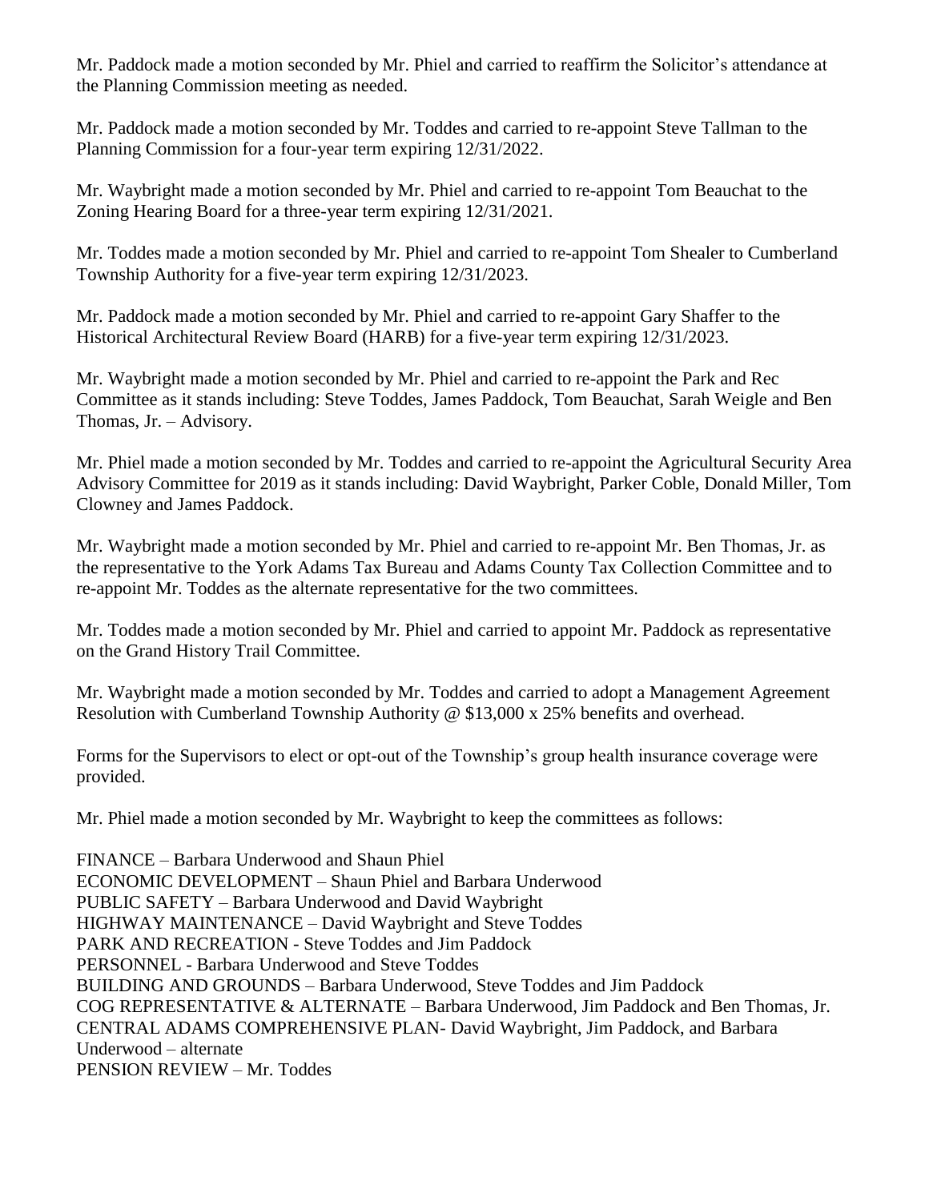Mr. Paddock made a motion seconded by Mr. Phiel and carried to reaffirm the Solicitor's attendance at the Planning Commission meeting as needed.

Mr. Paddock made a motion seconded by Mr. Toddes and carried to re-appoint Steve Tallman to the Planning Commission for a four-year term expiring 12/31/2022.

Mr. Waybright made a motion seconded by Mr. Phiel and carried to re-appoint Tom Beauchat to the Zoning Hearing Board for a three-year term expiring 12/31/2021.

Mr. Toddes made a motion seconded by Mr. Phiel and carried to re-appoint Tom Shealer to Cumberland Township Authority for a five-year term expiring 12/31/2023.

Mr. Paddock made a motion seconded by Mr. Phiel and carried to re-appoint Gary Shaffer to the Historical Architectural Review Board (HARB) for a five-year term expiring 12/31/2023.

Mr. Waybright made a motion seconded by Mr. Phiel and carried to re-appoint the Park and Rec Committee as it stands including: Steve Toddes, James Paddock, Tom Beauchat, Sarah Weigle and Ben Thomas, Jr. – Advisory.

Mr. Phiel made a motion seconded by Mr. Toddes and carried to re-appoint the Agricultural Security Area Advisory Committee for 2019 as it stands including: David Waybright, Parker Coble, Donald Miller, Tom Clowney and James Paddock.

Mr. Waybright made a motion seconded by Mr. Phiel and carried to re-appoint Mr. Ben Thomas, Jr. as the representative to the York Adams Tax Bureau and Adams County Tax Collection Committee and to re-appoint Mr. Toddes as the alternate representative for the two committees.

Mr. Toddes made a motion seconded by Mr. Phiel and carried to appoint Mr. Paddock as representative on the Grand History Trail Committee.

Mr. Waybright made a motion seconded by Mr. Toddes and carried to adopt a Management Agreement Resolution with Cumberland Township Authority @ $13,000 x 25% benefits and overhead.

Forms for the Supervisors to elect or opt-out of the Township's group health insurance coverage were provided.

Mr. Phiel made a motion seconded by Mr. Waybright to keep the committees as follows:

FINANCE – Barbara Underwood and Shaun Phiel
ECONOMIC DEVELOPMENT – Shaun Phiel and Barbara Underwood
PUBLIC SAFETY – Barbara Underwood and David Waybright
HIGHWAY MAINTENANCE – David Waybright and Steve Toddes
PARK AND RECREATION - Steve Toddes and Jim Paddock
PERSONNEL - Barbara Underwood and Steve Toddes
BUILDING AND GROUNDS – Barbara Underwood, Steve Toddes and Jim Paddock
COG REPRESENTATIVE & ALTERNATE – Barbara Underwood, Jim Paddock and Ben Thomas, Jr.
CENTRAL ADAMS COMPREHENSIVE PLAN- David Waybright, Jim Paddock, and Barbara Underwood – alternate
PENSION REVIEW – Mr. Toddes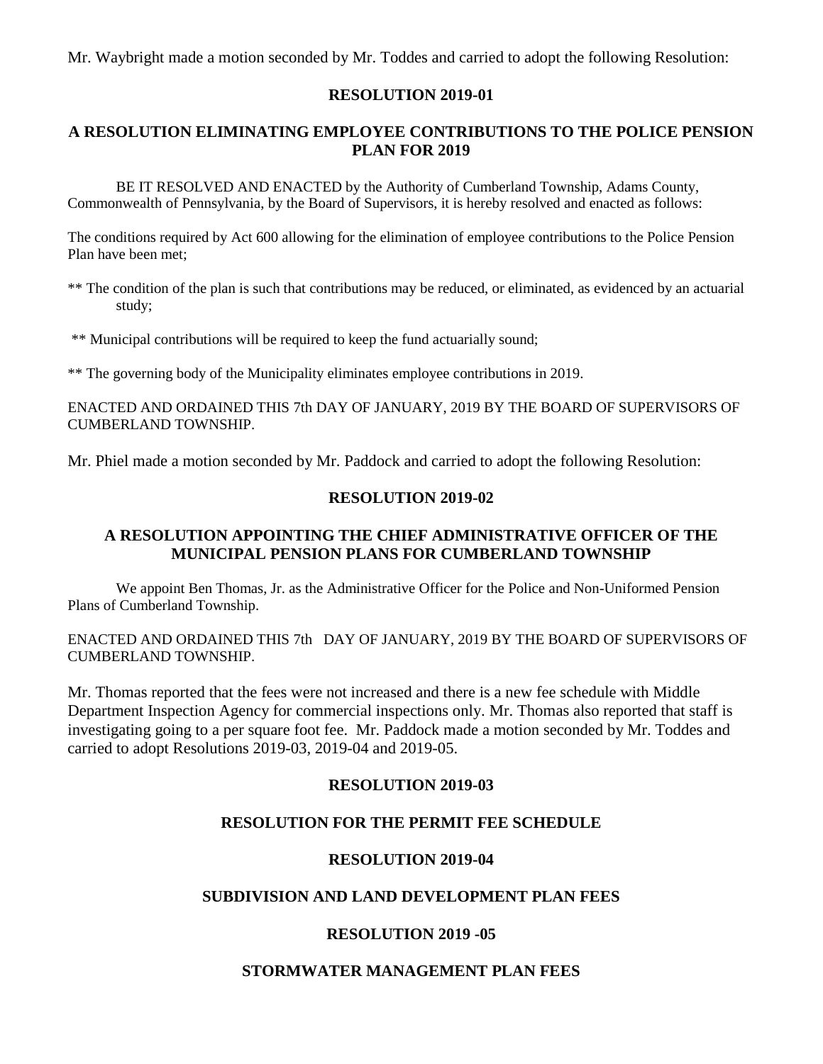Mr. Waybright made a motion seconded by Mr. Toddes and carried to adopt the following Resolution:

**RESOLUTION 2019-01**

**A RESOLUTION ELIMINATING EMPLOYEE CONTRIBUTIONS TO THE POLICE PENSION PLAN FOR 2019**

BE IT RESOLVED AND ENACTED by the Authority of Cumberland Township, Adams County, Commonwealth of Pennsylvania, by the Board of Supervisors, it is hereby resolved and enacted as follows:

The conditions required by Act 600 allowing for the elimination of employee contributions to the Police Pension Plan have been met;

** The condition of the plan is such that contributions may be reduced, or eliminated, as evidenced by an actuarial study;

** Municipal contributions will be required to keep the fund actuarially sound;

** The governing body of the Municipality eliminates employee contributions in 2019.

ENACTED AND ORDAINED THIS 7th DAY OF JANUARY, 2019 BY THE BOARD OF SUPERVISORS OF CUMBERLAND TOWNSHIP.

Mr. Phiel made a motion seconded by Mr. Paddock and carried to adopt the following Resolution:

**RESOLUTION 2019-02**

**A RESOLUTION APPOINTING THE CHIEF ADMINISTRATIVE OFFICER OF THE MUNICIPAL PENSION PLANS FOR CUMBERLAND TOWNSHIP**

We appoint Ben Thomas, Jr. as the Administrative Officer for the Police and Non-Uniformed Pension Plans of Cumberland Township.

ENACTED AND ORDAINED THIS 7th DAY OF JANUARY, 2019 BY THE BOARD OF SUPERVISORS OF CUMBERLAND TOWNSHIP.

Mr. Thomas reported that the fees were not increased and there is a new fee schedule with Middle Department Inspection Agency for commercial inspections only. Mr. Thomas also reported that staff is investigating going to a per square foot fee. Mr. Paddock made a motion seconded by Mr. Toddes and carried to adopt Resolutions 2019-03, 2019-04 and 2019-05.

**RESOLUTION 2019-03**

**RESOLUTION FOR THE PERMIT FEE SCHEDULE**

**RESOLUTION 2019-04**

**SUBDIVISION AND LAND DEVELOPMENT PLAN FEES**

**RESOLUTION 2019 -05**

**STORMWATER MANAGEMENT PLAN FEES**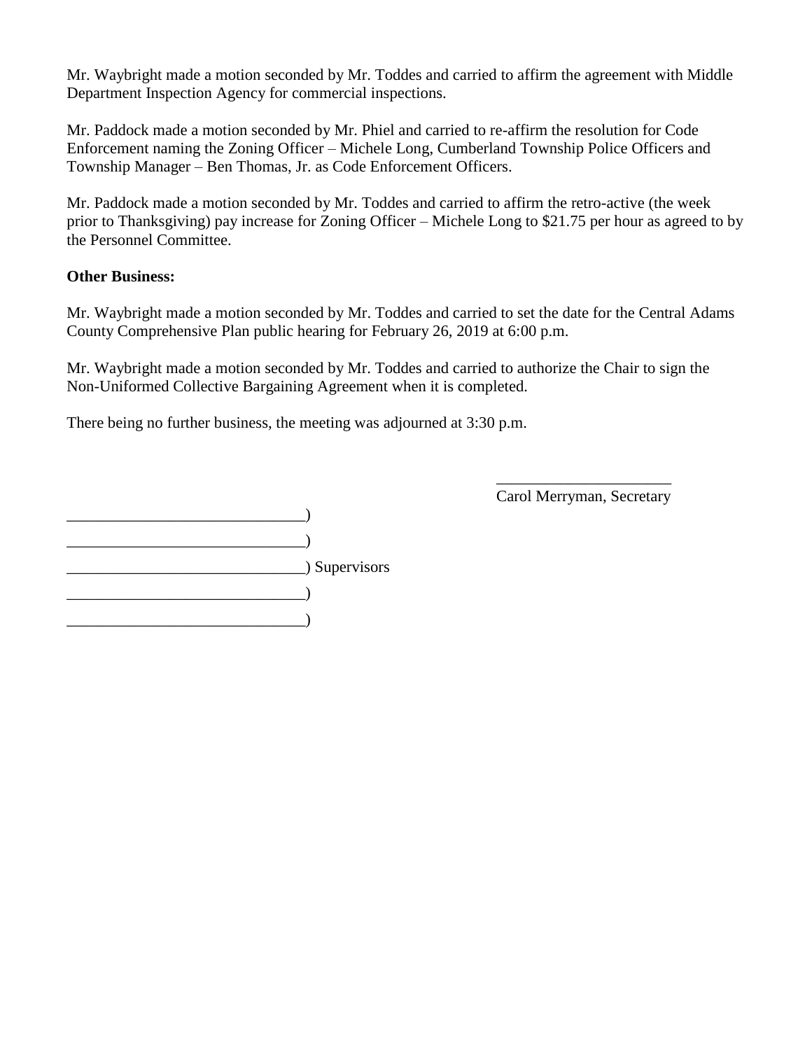Mr. Waybright made a motion seconded by Mr. Toddes and carried to affirm the agreement with Middle Department Inspection Agency for commercial inspections.

Mr. Paddock made a motion seconded by Mr. Phiel and carried to re-affirm the resolution for Code Enforcement naming the Zoning Officer – Michele Long, Cumberland Township Police Officers and Township Manager – Ben Thomas, Jr. as Code Enforcement Officers.

Mr. Paddock made a motion seconded by Mr. Toddes and carried to affirm the retro-active (the week prior to Thanksgiving) pay increase for Zoning Officer – Michele Long to $21.75 per hour as agreed to by the Personnel Committee.

**Other Business:**

Mr. Waybright made a motion seconded by Mr. Toddes and carried to set the date for the Central Adams County Comprehensive Plan public hearing for February 26, 2019 at 6:00 p.m.

Mr. Waybright made a motion seconded by Mr. Toddes and carried to authorize the Chair to sign the Non-Uniformed Collective Bargaining Agreement when it is completed.

There being no further business, the meeting was adjourned at 3:30 p.m.

______________________
Carol Merryman, Secretary

______________________________)
______________________________)
______________________________) Supervisors
______________________________)
______________________________)